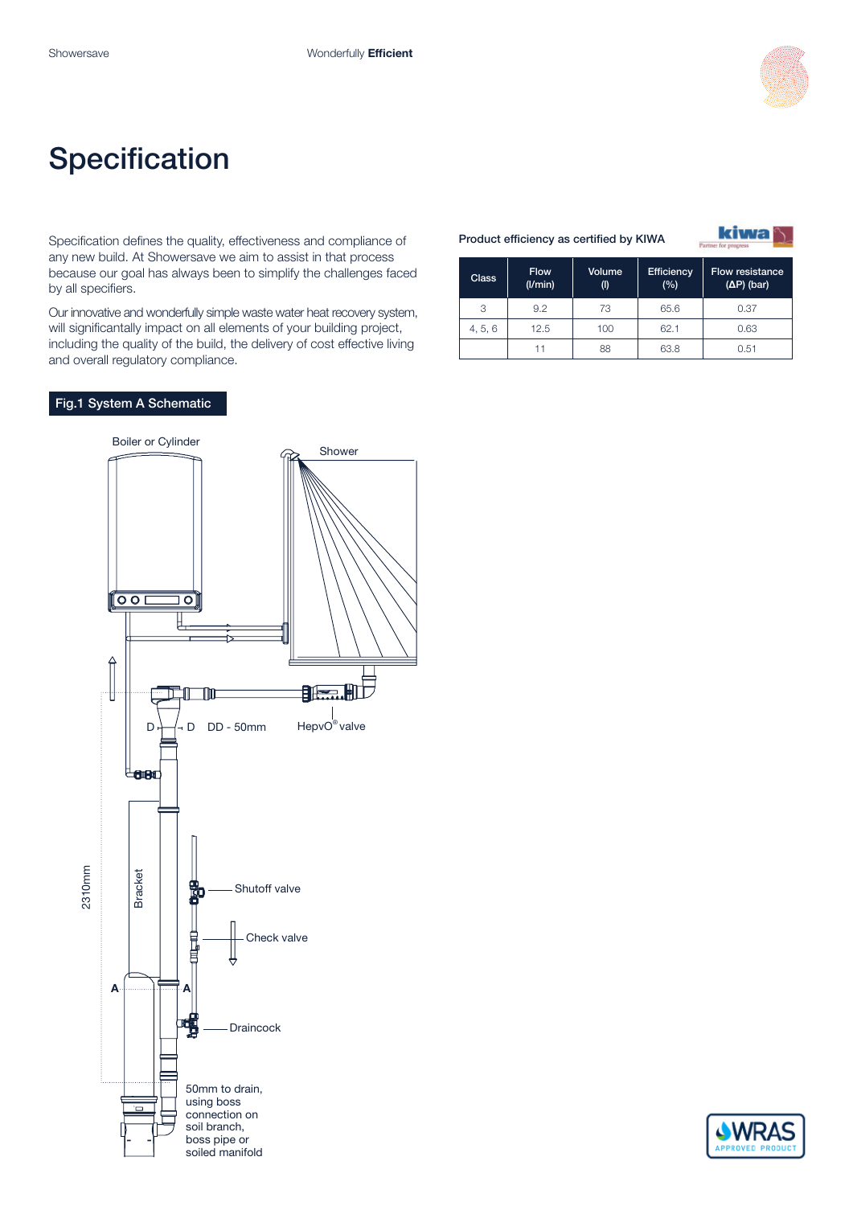# Specification

Specification defines the quality, effectiveness and compliance of any new build. At Showersave we aim to assist in that process because our goal has always been to simplify the challenges faced by all specifiers.

Our innovative and wonderfully simple waste water heat recovery system, will significantly impact on all elements of your building project, including the quality of the build, the delivery of cost effective living and overall regulatory compliance.

Product efficiency as certified by KIWA

| Class | Flow (l/min) | Volume (l) | Efficiency (%) | Flow resistance (ΔP) (bar) |
|---|---|---|---|---|
| 3 | 9.2 | 73 | 65.6 | 0.37 |
| 4, 5, 6 | 12.5 | 100 | 62.1 | 0.63 |
| | 11 | 88 | 63.8 | 0.51 |

**Fig.1 System A Schematic**

Boiler or Cylinder

Shower

D D DD - 50mm

HepvO® valve

2310mm

Bracket

Shutoff valve

Check valve

A A

Draincock

50mm to drain, using boss connection on soil branch, boss pipe or soiled manifold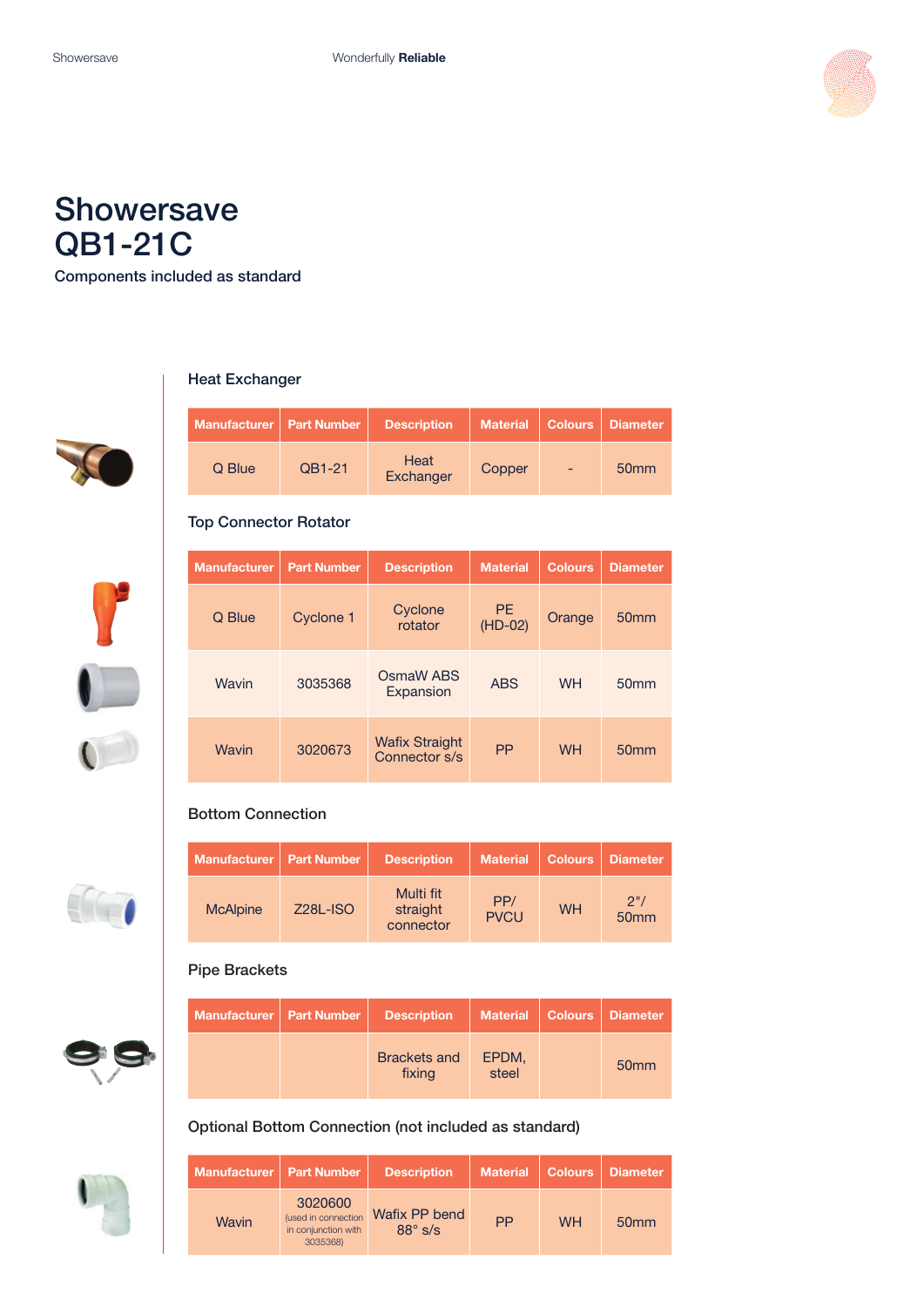# Showersave QB1-21C

Components included as standard

## Heat Exchanger

| Manufacturer | Part Number | Description | Material | Colours | Diameter |
|---|---|---|---|---|---|
| Q Blue | QB1-21 | Heat Exchanger | Copper | - | 50mm |

## Top Connector Rotator

| Manufacturer | Part Number | Description | Material | Colours | Diameter |
|---|---|---|---|---|---|
| Q Blue | Cyclone 1 | Cyclone rotator | PE (HD-02) | Orange | 50mm |
| Wavin | 3035368 | OsmaW ABS Expansion | ABS | WH | 50mm |
| Wavin | 3020673 | Wafix Straight Connector s/s | PP | WH | 50mm |

## Bottom Connection

| Manufacturer | Part Number | Description | Material | Colours | Diameter |
|---|---|---|---|---|---|
| McAlpine | Z28L-ISO | Multi fit straight connector | PP/ PVCU | WH | 2"/ 50mm |

## Pipe Brackets

| Manufacturer | Part Number | Description | Material | Colours | Diameter |
|---|---|---|---|---|---|
| | | Brackets and fixing | EPDM, steel | | 50mm |

## Optional Bottom Connection (not included as standard)

| Manufacturer | Part Number | Description | Material | Colours | Diameter |
|---|---|---|---|---|---|
| Wavin | 3020600 (used in connection in conjunction with 3035368) | Wafix PP bend 88° s/s | PP | WH | 50mm |